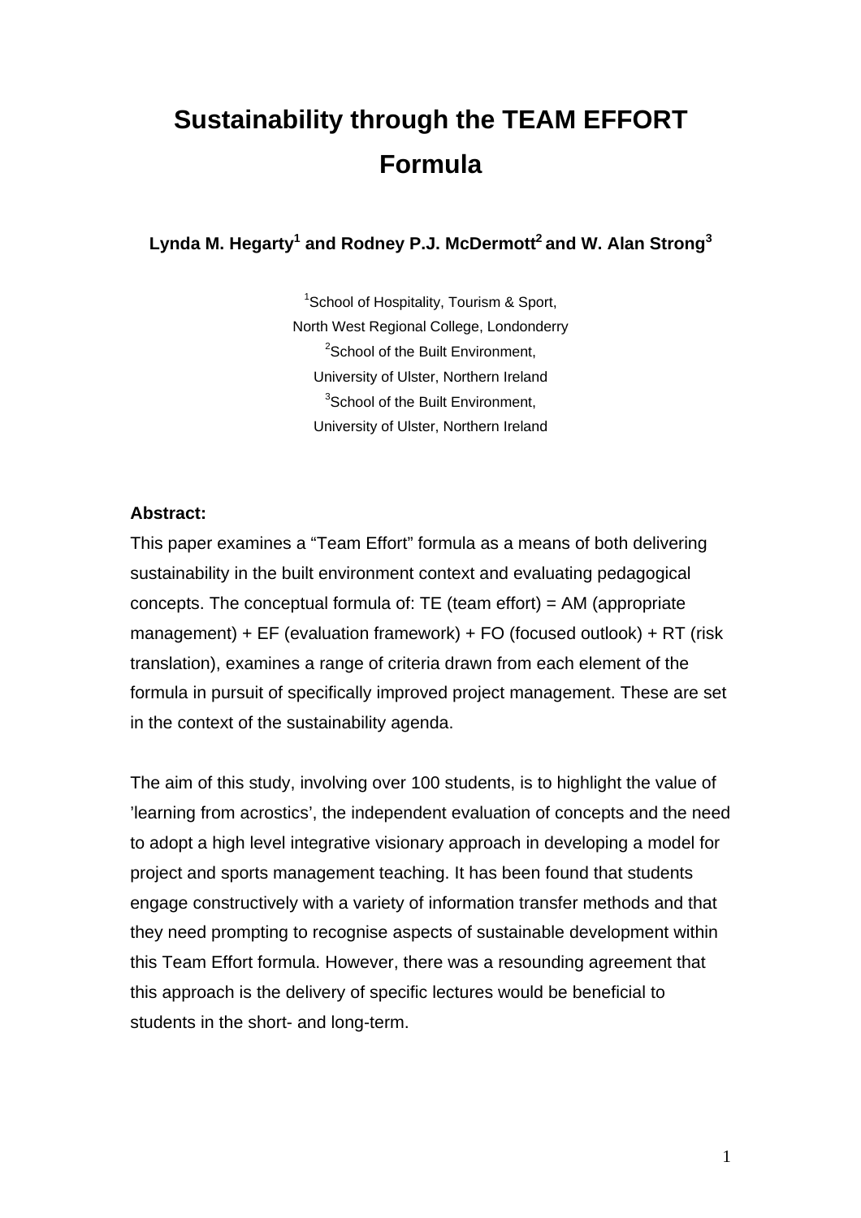# Sustainability through the TEAM EFFORT Formula

**Lynda M. Hegarty[1] and Rodney P.J. McDermott[2] and W. Alan Strong[3]**

[1]School of Hospitality, Tourism & Sport,
North West Regional College, Londonderry
[2]School of the Built Environment,
University of Ulster, Northern Ireland
[3]School of the Built Environment,
University of Ulster, Northern Ireland

**Abstract:**

This paper examines a "Team Effort" formula as a means of both delivering sustainability in the built environment context and evaluating pedagogical concepts. The conceptual formula of: TE (team effort) = AM (appropriate management) + EF (evaluation framework) + FO (focused outlook) + RT (risk translation), examines a range of criteria drawn from each element of the formula in pursuit of specifically improved project management. These are set in the context of the sustainability agenda.

The aim of this study, involving over 100 students, is to highlight the value of 'learning from acrostics', the independent evaluation of concepts and the need to adopt a high level integrative visionary approach in developing a model for project and sports management teaching. It has been found that students engage constructively with a variety of information transfer methods and that they need prompting to recognise aspects of sustainable development within this Team Effort formula. However, there was a resounding agreement that this approach is the delivery of specific lectures would be beneficial to students in the short- and long-term.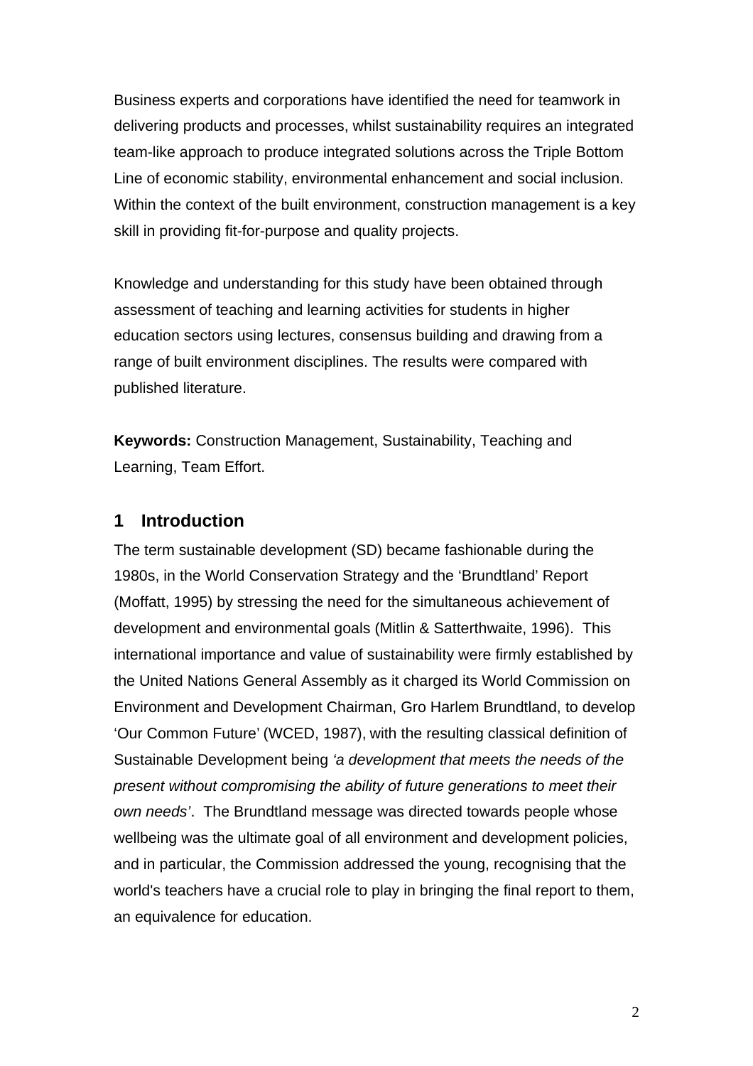Business experts and corporations have identified the need for teamwork in delivering products and processes, whilst sustainability requires an integrated team-like approach to produce integrated solutions across the Triple Bottom Line of economic stability, environmental enhancement and social inclusion. Within the context of the built environment, construction management is a key skill in providing fit-for-purpose and quality projects.

Knowledge and understanding for this study have been obtained through assessment of teaching and learning activities for students in higher education sectors using lectures, consensus building and drawing from a range of built environment disciplines. The results were compared with published literature.

**Keywords:** Construction Management, Sustainability, Teaching and Learning, Team Effort.

## 1 Introduction

The term sustainable development (SD) became fashionable during the 1980s, in the World Conservation Strategy and the 'Brundtland' Report (Moffatt, 1995) by stressing the need for the simultaneous achievement of development and environmental goals (Mitlin & Satterthwaite, 1996). This international importance and value of sustainability were firmly established by the United Nations General Assembly as it charged its World Commission on Environment and Development Chairman, Gro Harlem Brundtland, to develop 'Our Common Future' (WCED, 1987), with the resulting classical definition of Sustainable Development being *'a development that meets the needs of the present without compromising the ability of future generations to meet their own needs'*. The Brundtland message was directed towards people whose wellbeing was the ultimate goal of all environment and development policies, and in particular, the Commission addressed the young, recognising that the world's teachers have a crucial role to play in bringing the final report to them, an equivalence for education.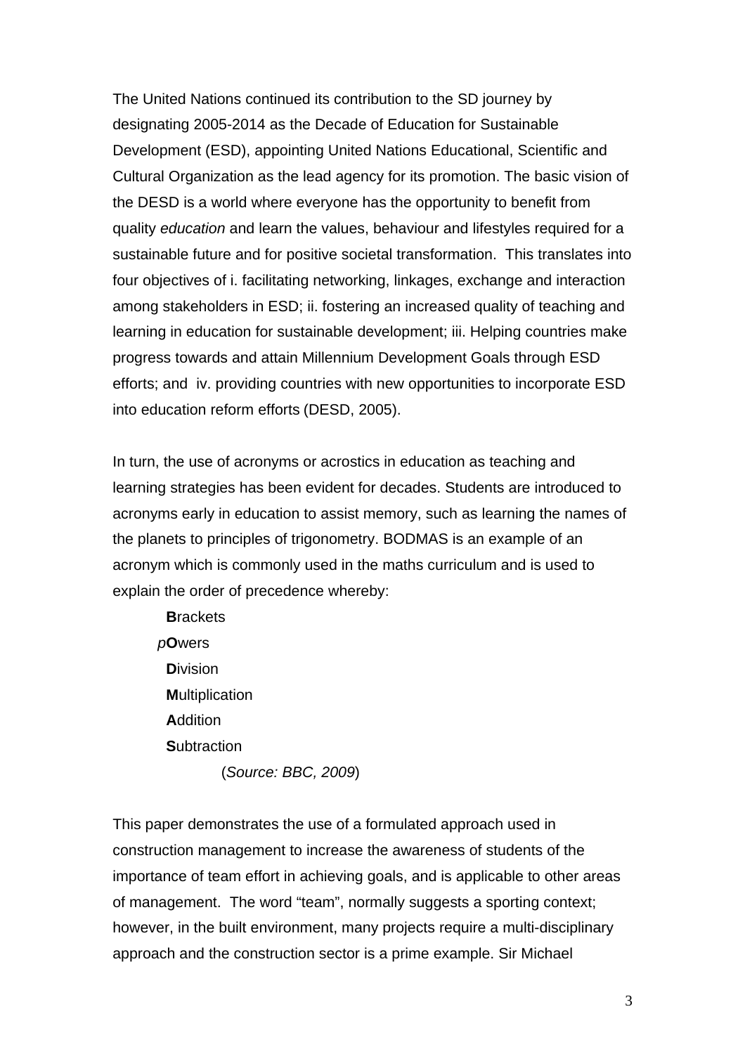The United Nations continued its contribution to the SD journey by designating 2005-2014 as the Decade of Education for Sustainable Development (ESD), appointing United Nations Educational, Scientific and Cultural Organization as the lead agency for its promotion. The basic vision of the DESD is a world where everyone has the opportunity to benefit from quality *education* and learn the values, behaviour and lifestyles required for a sustainable future and for positive societal transformation. This translates into four objectives of i. facilitating networking, linkages, exchange and interaction among stakeholders in ESD; ii. fostering an increased quality of teaching and learning in education for sustainable development; iii. Helping countries make progress towards and attain Millennium Development Goals through ESD efforts; and iv. providing countries with new opportunities to incorporate ESD into education reform efforts (DESD, 2005).

In turn, the use of acronyms or acrostics in education as teaching and learning strategies has been evident for decades. Students are introduced to acronyms early in education to assist memory, such as learning the names of the planets to principles of trigonometry. BODMAS is an example of an acronym which is commonly used in the maths curriculum and is used to explain the order of precedence whereby:

**B**rackets
*p***O**wers
**D**ivision
**M**ultiplication
**A**ddition
**S**ubtraction

(*Source: BBC, 2009*)

This paper demonstrates the use of a formulated approach used in construction management to increase the awareness of students of the importance of team effort in achieving goals, and is applicable to other areas of management. The word "team", normally suggests a sporting context; however, in the built environment, many projects require a multi-disciplinary approach and the construction sector is a prime example. Sir Michael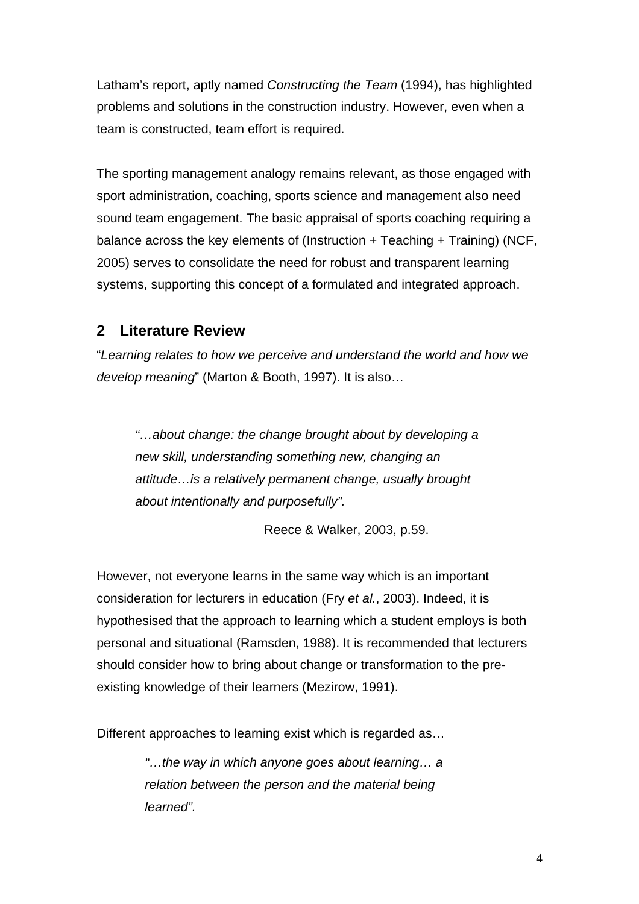Latham's report, aptly named *Constructing the Team* (1994), has highlighted problems and solutions in the construction industry. However, even when a team is constructed, team effort is required.

The sporting management analogy remains relevant, as those engaged with sport administration, coaching, sports science and management also need sound team engagement. The basic appraisal of sports coaching requiring a balance across the key elements of (Instruction + Teaching + Training) (NCF, 2005) serves to consolidate the need for robust and transparent learning systems, supporting this concept of a formulated and integrated approach.

## 2 Literature Review

"*Learning relates to how we perceive and understand the world and how we develop meaning*" (Marton & Booth, 1997). It is also…

> *"…about change: the change brought about by developing a new skill, understanding something new, changing an attitude…is a relatively permanent change, usually brought about intentionally and purposefully".*
>
> Reece & Walker, 2003, p.59.

However, not everyone learns in the same way which is an important consideration for lecturers in education (Fry *et al.*, 2003). Indeed, it is hypothesised that the approach to learning which a student employs is both personal and situational (Ramsden, 1988). It is recommended that lecturers should consider how to bring about change or transformation to the pre-existing knowledge of their learners (Mezirow, 1991).

Different approaches to learning exist which is regarded as…

> *"…the way in which anyone goes about learning… a relation between the person and the material being learned".*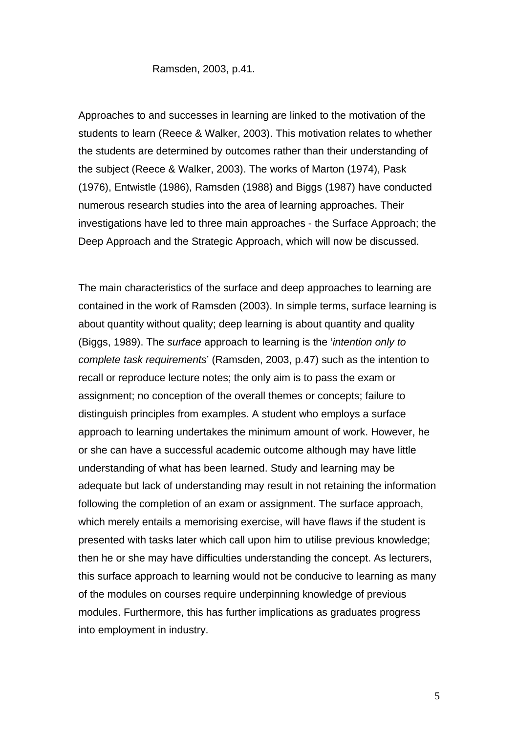Ramsden, 2003, p.41.

Approaches to and successes in learning are linked to the motivation of the students to learn (Reece & Walker, 2003). This motivation relates to whether the students are determined by outcomes rather than their understanding of the subject (Reece & Walker, 2003). The works of Marton (1974), Pask (1976), Entwistle (1986), Ramsden (1988) and Biggs (1987) have conducted numerous research studies into the area of learning approaches. Their investigations have led to three main approaches - the Surface Approach; the Deep Approach and the Strategic Approach, which will now be discussed.

The main characteristics of the surface and deep approaches to learning are contained in the work of Ramsden (2003). In simple terms, surface learning is about quantity without quality; deep learning is about quantity and quality (Biggs, 1989). The *surface* approach to learning is the '*intention only to complete task requirements*' (Ramsden, 2003, p.47) such as the intention to recall or reproduce lecture notes; the only aim is to pass the exam or assignment; no conception of the overall themes or concepts; failure to distinguish principles from examples. A student who employs a surface approach to learning undertakes the minimum amount of work. However, he or she can have a successful academic outcome although may have little understanding of what has been learned. Study and learning may be adequate but lack of understanding may result in not retaining the information following the completion of an exam or assignment. The surface approach, which merely entails a memorising exercise, will have flaws if the student is presented with tasks later which call upon him to utilise previous knowledge; then he or she may have difficulties understanding the concept. As lecturers, this surface approach to learning would not be conducive to learning as many of the modules on courses require underpinning knowledge of previous modules. Furthermore, this has further implications as graduates progress into employment in industry.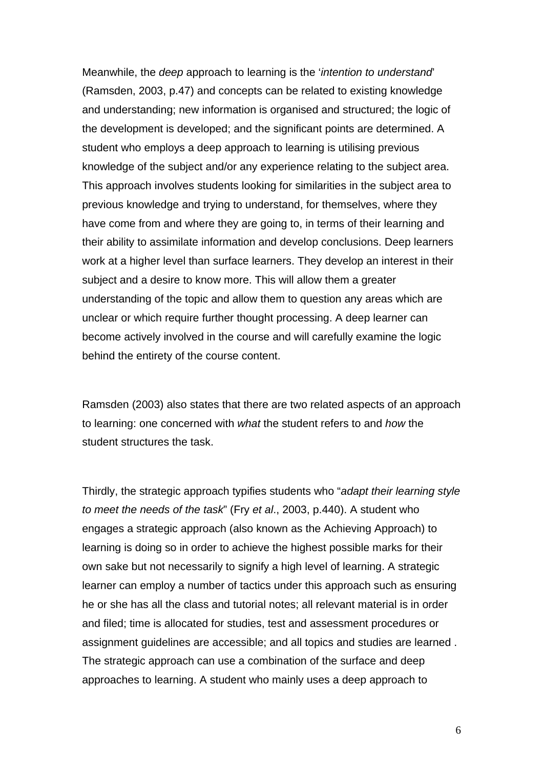Meanwhile, the *deep* approach to learning is the '*intention to understand*' (Ramsden, 2003, p.47) and concepts can be related to existing knowledge and understanding; new information is organised and structured; the logic of the development is developed; and the significant points are determined. A student who employs a deep approach to learning is utilising previous knowledge of the subject and/or any experience relating to the subject area. This approach involves students looking for similarities in the subject area to previous knowledge and trying to understand, for themselves, where they have come from and where they are going to, in terms of their learning and their ability to assimilate information and develop conclusions. Deep learners work at a higher level than surface learners. They develop an interest in their subject and a desire to know more. This will allow them a greater understanding of the topic and allow them to question any areas which are unclear or which require further thought processing. A deep learner can become actively involved in the course and will carefully examine the logic behind the entirety of the course content.

Ramsden (2003) also states that there are two related aspects of an approach to learning: one concerned with *what* the student refers to and *how* the student structures the task.

Thirdly, the strategic approach typifies students who "*adapt their learning style to meet the needs of the task*" (Fry *et al*., 2003, p.440). A student who engages a strategic approach (also known as the Achieving Approach) to learning is doing so in order to achieve the highest possible marks for their own sake but not necessarily to signify a high level of learning. A strategic learner can employ a number of tactics under this approach such as ensuring he or she has all the class and tutorial notes; all relevant material is in order and filed; time is allocated for studies, test and assessment procedures or assignment guidelines are accessible; and all topics and studies are learned . The strategic approach can use a combination of the surface and deep approaches to learning. A student who mainly uses a deep approach to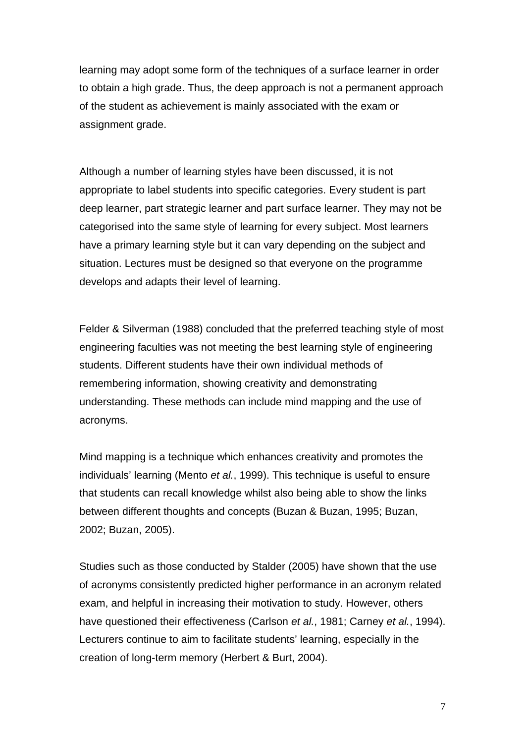learning may adopt some form of the techniques of a surface learner in order to obtain a high grade. Thus, the deep approach is not a permanent approach of the student as achievement is mainly associated with the exam or assignment grade.

Although a number of learning styles have been discussed, it is not appropriate to label students into specific categories. Every student is part deep learner, part strategic learner and part surface learner. They may not be categorised into the same style of learning for every subject. Most learners have a primary learning style but it can vary depending on the subject and situation. Lectures must be designed so that everyone on the programme develops and adapts their level of learning.

Felder & Silverman (1988) concluded that the preferred teaching style of most engineering faculties was not meeting the best learning style of engineering students. Different students have their own individual methods of remembering information, showing creativity and demonstrating understanding. These methods can include mind mapping and the use of acronyms.

Mind mapping is a technique which enhances creativity and promotes the individuals' learning (Mento *et al.*, 1999). This technique is useful to ensure that students can recall knowledge whilst also being able to show the links between different thoughts and concepts (Buzan & Buzan, 1995; Buzan, 2002; Buzan, 2005).

Studies such as those conducted by Stalder (2005) have shown that the use of acronyms consistently predicted higher performance in an acronym related exam, and helpful in increasing their motivation to study. However, others have questioned their effectiveness (Carlson *et al.*, 1981; Carney *et al.*, 1994). Lecturers continue to aim to facilitate students' learning, especially in the creation of long-term memory (Herbert & Burt, 2004).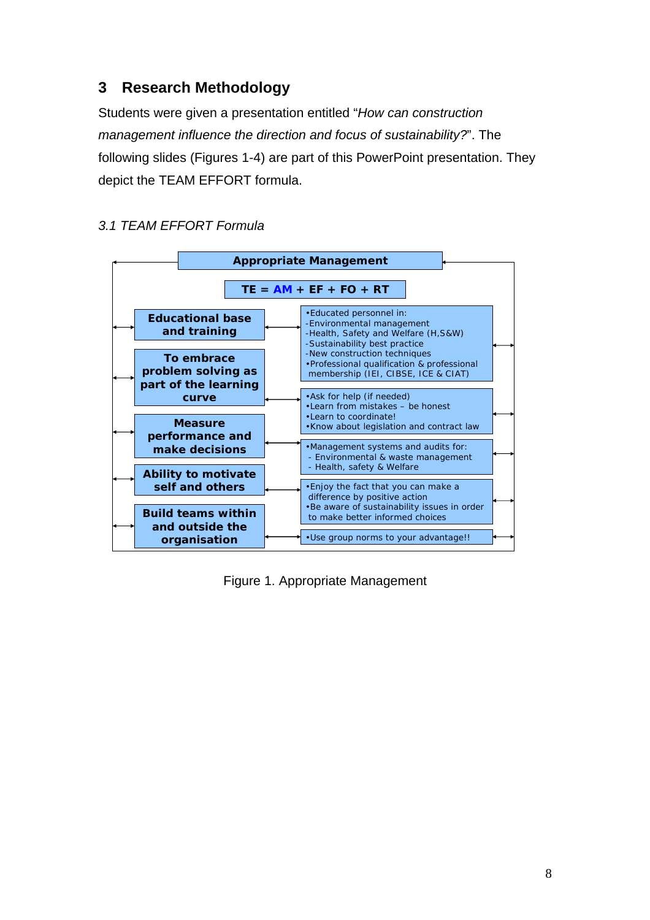## 3 Research Methodology

Students were given a presentation entitled "*How can construction management influence the direction and focus of sustainability?*". The following slides (Figures 1-4) are part of this PowerPoint presentation. They depict the TEAM EFFORT formula.

### *3.1 TEAM EFFORT Formula*

**Appropriate Management**

**TE = AM + EF + FO + RT**

**Educational base and training**

•Educated personnel in:
-Environmental management
-Health, Safety and Welfare (H,S&W)
-Sustainability best practice
-New construction techniques
•Professional qualification & professional membership (IEI, CIBSE, ICE & CIAT)

**To embrace problem solving as part of the learning curve**

•Ask for help (if needed)
•Learn from mistakes – be honest
•Learn to coordinate!
•Know about legislation and contract law

**Measure performance and make decisions**

•Management systems and audits for:
- Environmental & waste management
- Health, safety & Welfare

**Ability to motivate self and others**

•Enjoy the fact that you can make a difference by positive action
•Be aware of sustainability issues in order to make better informed choices

**Build teams within and outside the organisation**

•Use group norms to your advantage!!

Figure 1. Appropriate Management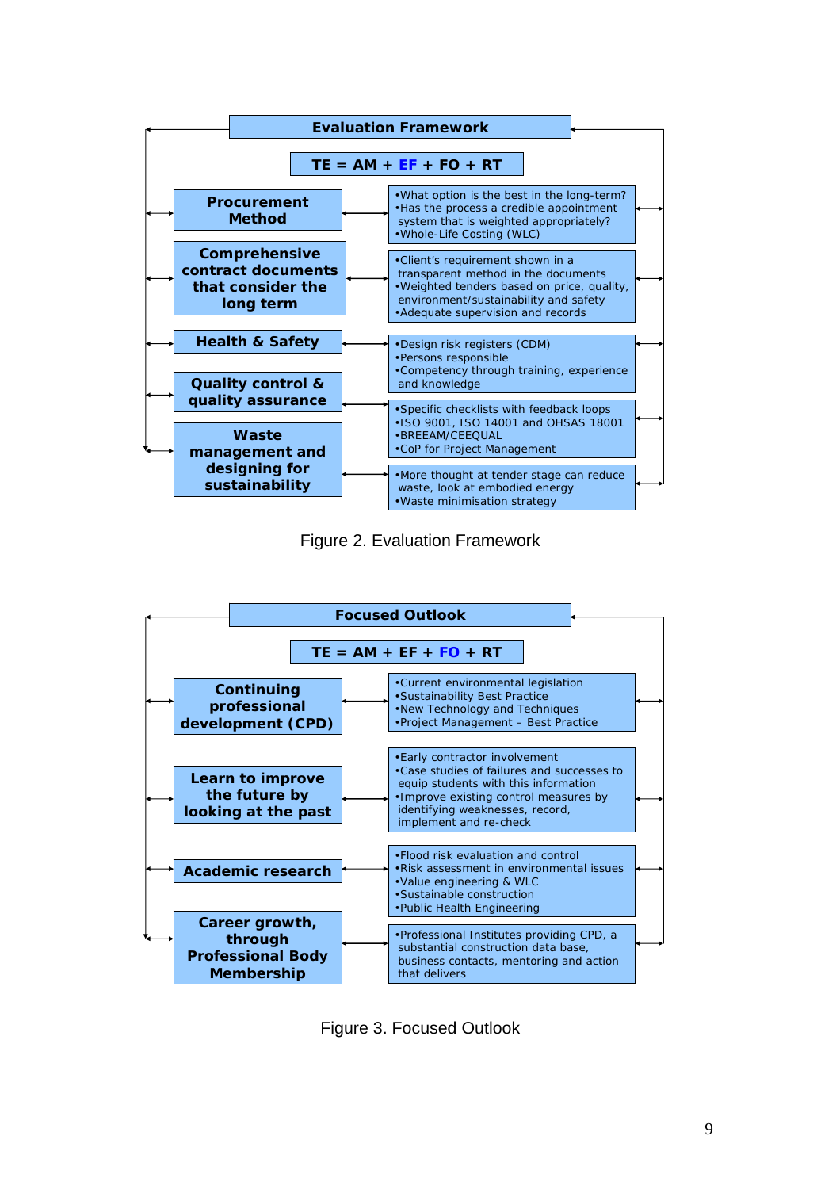**Evaluation Framework**

**TE = AM + EF + FO + RT**

**Procurement Method**

- What option is the best in the long-term?
- Has the process a credible appointment system that is weighted appropriately?
- Whole-Life Costing (WLC)

**Comprehensive contract documents that consider the long term**

- Client's requirement shown in a transparent method in the documents
- Weighted tenders based on price, quality, environment/sustainability and safety
- Adequate supervision and records

**Health & Safety**

- Design risk registers (CDM)
- Persons responsible
- Competency through training, experience and knowledge

**Quality control & quality assurance**

- Specific checklists with feedback loops
- ISO 9001, ISO 14001 and OHSAS 18001
- BREEAM/CEEQUAL
- CoP for Project Management

**Waste management and designing for sustainability**

- More thought at tender stage can reduce waste, look at embodied energy
- Waste minimisation strategy

Figure 2. Evaluation Framework

**Focused Outlook**

**TE = AM + EF + FO + RT**

**Continuing professional development (CPD)**

- Current environmental legislation
- Sustainability Best Practice
- New Technology and Techniques
- Project Management – Best Practice

**Learn to improve the future by looking at the past**

- Early contractor involvement
- Case studies of failures and successes to equip students with this information
- Improve existing control measures by identifying weaknesses, record, implement and re-check

**Academic research**

- Flood risk evaluation and control
- Risk assessment in environmental issues
- Value engineering & WLC
- Sustainable construction
- Public Health Engineering

**Career growth, through Professional Body Membership**

- Professional Institutes providing CPD, a substantial construction data base, business contacts, mentoring and action that delivers

Figure 3. Focused Outlook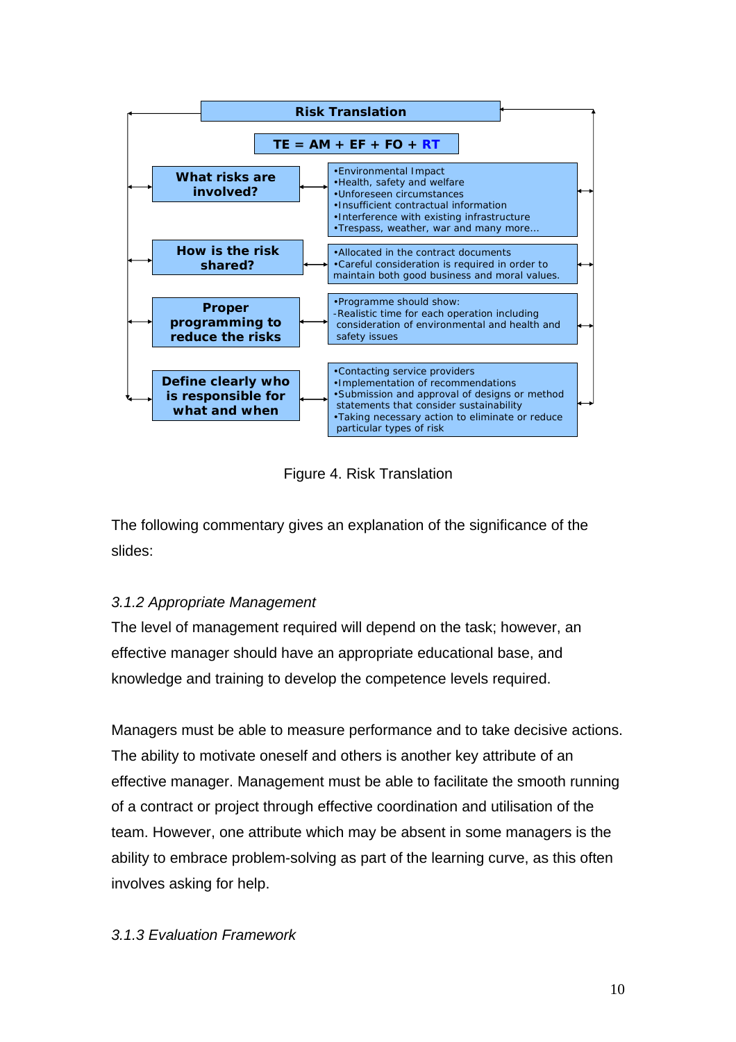Risk Translation

TE = AM + EF + FO + RT

What risks are involved?

- Environmental Impact
- Health, safety and welfare
- Unforeseen circumstances
- Insufficient contractual information
- Interference with existing infrastructure
- Trespass, weather, war and many more…

How is the risk shared?

- Allocated in the contract documents
- Careful consideration is required in order to maintain both good business and moral values.

Proper programming to reduce the risks

- Programme should show:
  - Realistic time for each operation including consideration of environmental and health and safety issues

Define clearly who is responsible for what and when

- Contacting service providers
- Implementation of recommendations
- Submission and approval of designs or method statements that consider sustainability
- Taking necessary action to eliminate or reduce particular types of risk

Figure 4. Risk Translation

The following commentary gives an explanation of the significance of the slides:

### *3.1.2 Appropriate Management*

The level of management required will depend on the task; however, an effective manager should have an appropriate educational base, and knowledge and training to develop the competence levels required.

Managers must be able to measure performance and to take decisive actions. The ability to motivate oneself and others is another key attribute of an effective manager. Management must be able to facilitate the smooth running of a contract or project through effective coordination and utilisation of the team. However, one attribute which may be absent in some managers is the ability to embrace problem-solving as part of the learning curve, as this often involves asking for help.

### *3.1.3 Evaluation Framework*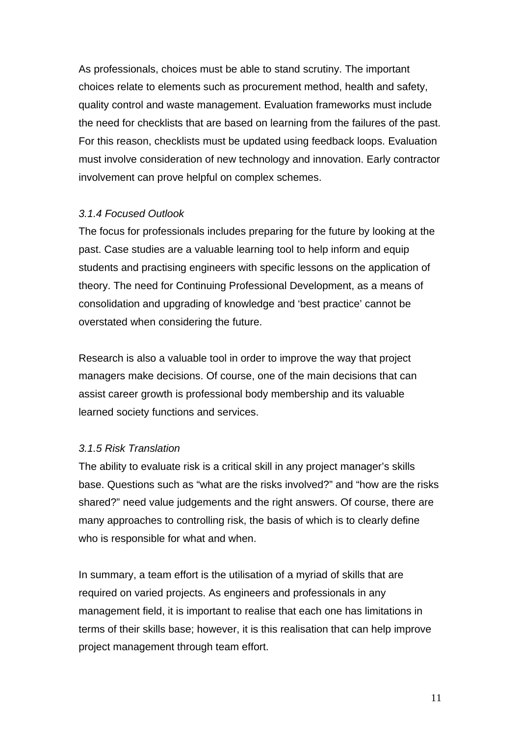As professionals, choices must be able to stand scrutiny. The important choices relate to elements such as procurement method, health and safety, quality control and waste management. Evaluation frameworks must include the need for checklists that are based on learning from the failures of the past. For this reason, checklists must be updated using feedback loops. Evaluation must involve consideration of new technology and innovation. Early contractor involvement can prove helpful on complex schemes.

### *3.1.4 Focused Outlook*

The focus for professionals includes preparing for the future by looking at the past. Case studies are a valuable learning tool to help inform and equip students and practising engineers with specific lessons on the application of theory. The need for Continuing Professional Development, as a means of consolidation and upgrading of knowledge and 'best practice' cannot be overstated when considering the future.

Research is also a valuable tool in order to improve the way that project managers make decisions. Of course, one of the main decisions that can assist career growth is professional body membership and its valuable learned society functions and services.

### *3.1.5 Risk Translation*

The ability to evaluate risk is a critical skill in any project manager's skills base. Questions such as "what are the risks involved?" and "how are the risks shared?" need value judgements and the right answers. Of course, there are many approaches to controlling risk, the basis of which is to clearly define who is responsible for what and when.

In summary, a team effort is the utilisation of a myriad of skills that are required on varied projects. As engineers and professionals in any management field, it is important to realise that each one has limitations in terms of their skills base; however, it is this realisation that can help improve project management through team effort.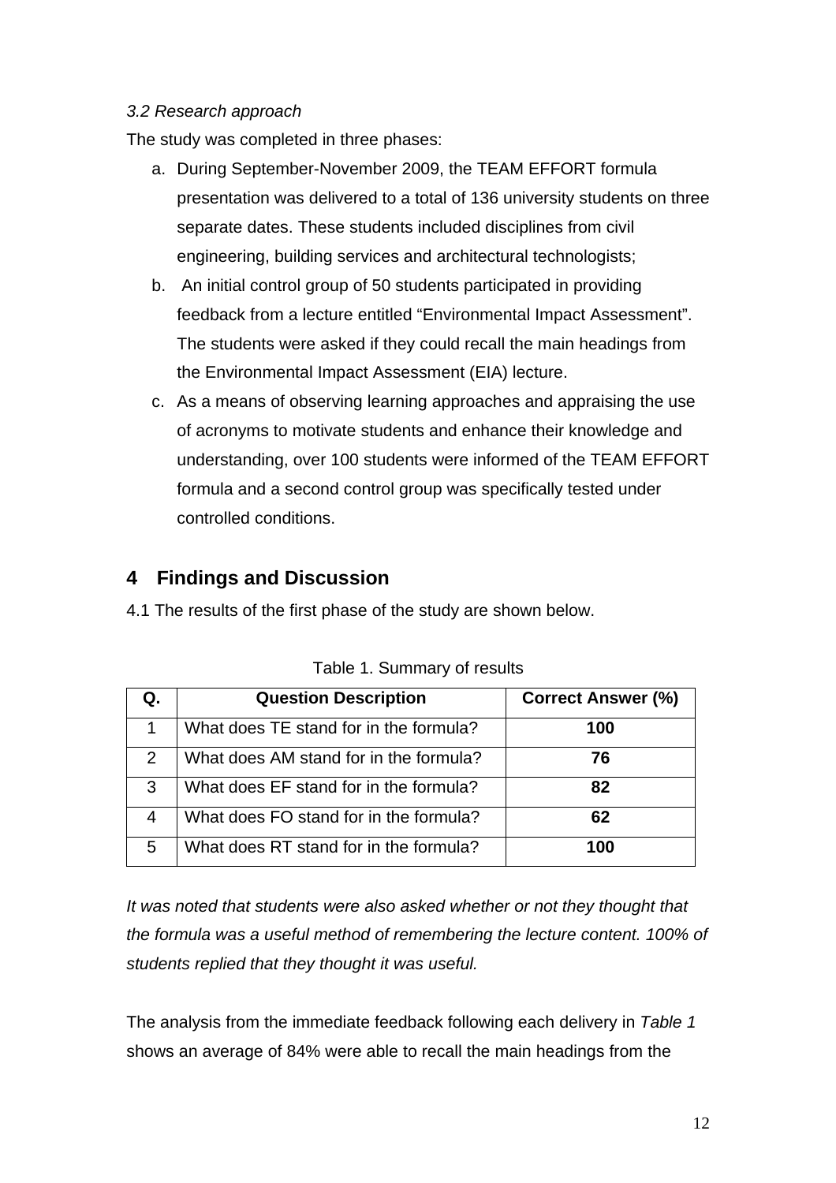*3.2 Research approach*

The study was completed in three phases:

a. During September-November 2009, the TEAM EFFORT formula presentation was delivered to a total of 136 university students on three separate dates. These students included disciplines from civil engineering, building services and architectural technologists;
b. An initial control group of 50 students participated in providing feedback from a lecture entitled “Environmental Impact Assessment”. The students were asked if they could recall the main headings from the Environmental Impact Assessment (EIA) lecture.
c. As a means of observing learning approaches and appraising the use of acronyms to motivate students and enhance their knowledge and understanding, over 100 students were informed of the TEAM EFFORT formula and a second control group was specifically tested under controlled conditions.

## 4 Findings and Discussion

4.1 The results of the first phase of the study are shown below.

Table 1. Summary of results

| Q. | Question Description | Correct Answer (%) |
|---|---|---|
| 1 | What does TE stand for in the formula? | **100** |
| 2 | What does AM stand for in the formula? | **76** |
| 3 | What does EF stand for in the formula? | **82** |
| 4 | What does FO stand for in the formula? | **62** |
| 5 | What does RT stand for in the formula? | **100** |

*It was noted that students were also asked whether or not they thought that the formula was a useful method of remembering the lecture content. 100% of students replied that they thought it was useful.*

The analysis from the immediate feedback following each delivery in *Table 1* shows an average of 84% were able to recall the main headings from the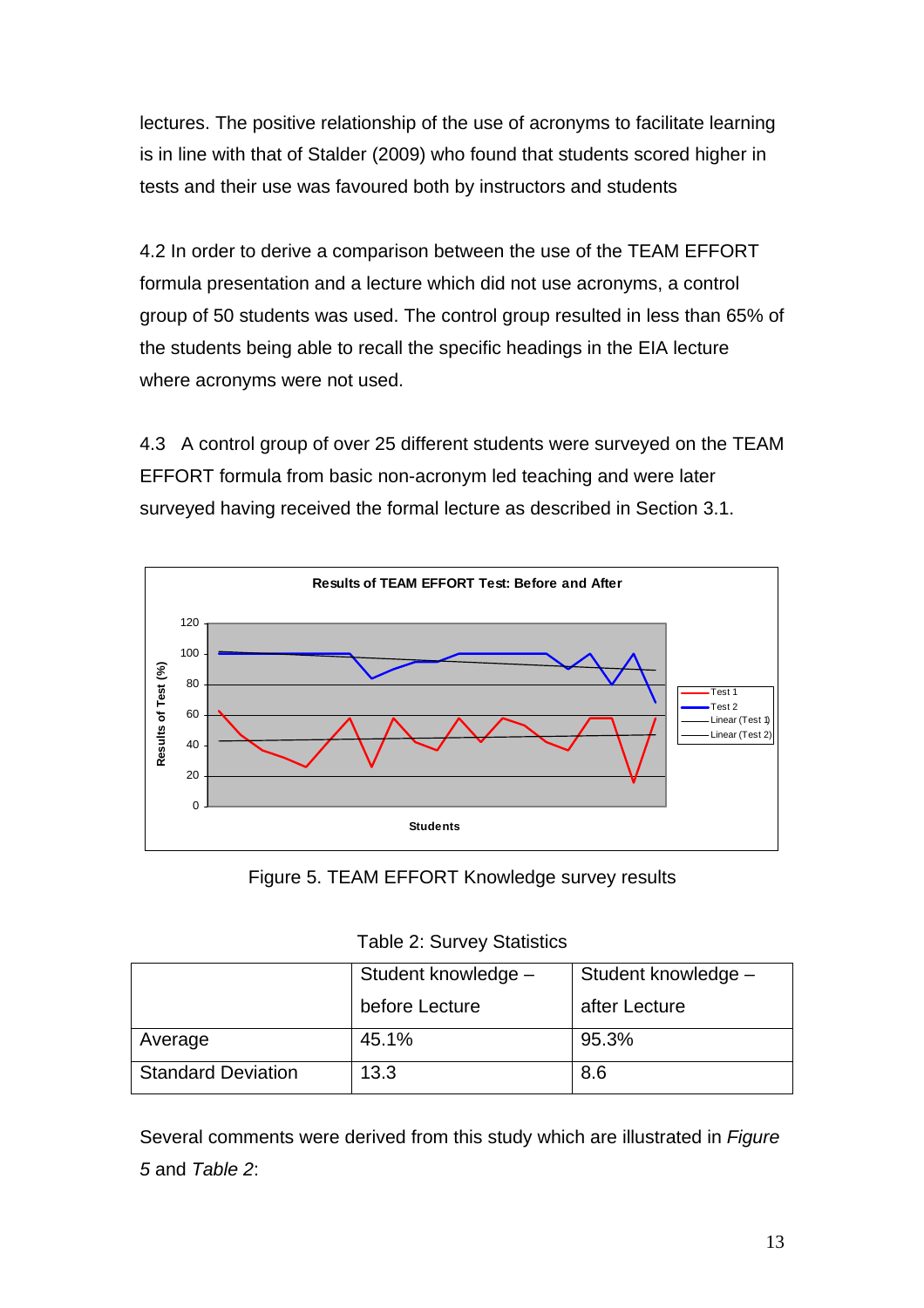lectures. The positive relationship of the use of acronyms to facilitate learning is in line with that of Stalder (2009) who found that students scored higher in tests and their use was favoured both by instructors and students

4.2 In order to derive a comparison between the use of the TEAM EFFORT formula presentation and a lecture which did not use acronyms, a control group of 50 students was used. The control group resulted in less than 65% of the students being able to recall the specific headings in the EIA lecture where acronyms were not used.

4.3 A control group of over 25 different students were surveyed on the TEAM EFFORT formula from basic non-acronym led teaching and were later surveyed having received the formal lecture as described in Section 3.1.

Results of TEAM EFFORT Test: Before and After

Results of Test (%)

120
100
80
60
40
20
0

Students

Test 1
Test 2
Linear (Test 1)
Linear (Test 2)

Figure 5. TEAM EFFORT Knowledge survey results

Table 2: Survey Statistics

| | Student knowledge – before Lecture | Student knowledge – after Lecture |
|---|---|---|
| Average | 45.1% | 95.3% |
| Standard Deviation | 13.3 | 8.6 |

Several comments were derived from this study which are illustrated in *Figure 5* and *Table 2*: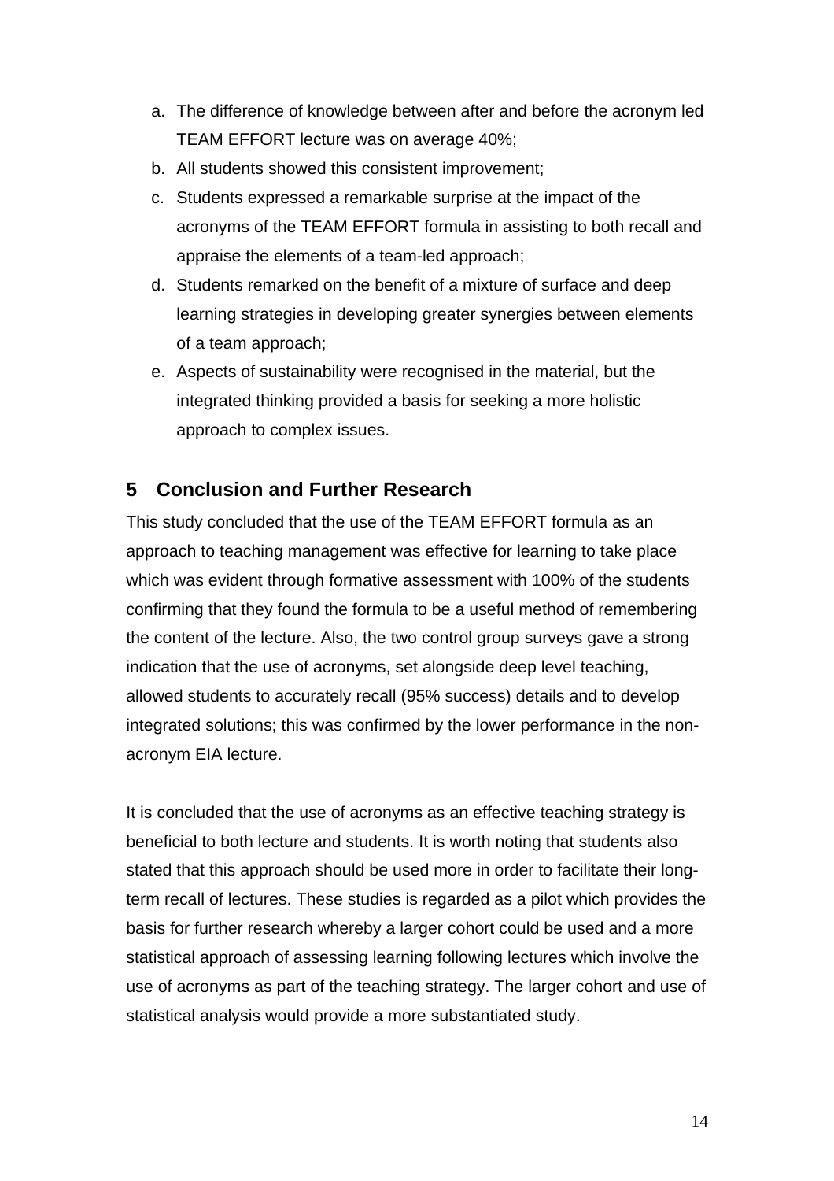a. The difference of knowledge between after and before the acronym led TEAM EFFORT lecture was on average 40%;
b. All students showed this consistent improvement;
c. Students expressed a remarkable surprise at the impact of the acronyms of the TEAM EFFORT formula in assisting to both recall and appraise the elements of a team-led approach;
d. Students remarked on the benefit of a mixture of surface and deep learning strategies in developing greater synergies between elements of a team approach;
e. Aspects of sustainability were recognised in the material, but the integrated thinking provided a basis for seeking a more holistic approach to complex issues.

## 5 Conclusion and Further Research

This study concluded that the use of the TEAM EFFORT formula as an approach to teaching management was effective for learning to take place which was evident through formative assessment with 100% of the students confirming that they found the formula to be a useful method of remembering the content of the lecture. Also, the two control group surveys gave a strong indication that the use of acronyms, set alongside deep level teaching, allowed students to accurately recall (95% success) details and to develop integrated solutions; this was confirmed by the lower performance in the non-acronym EIA lecture.

It is concluded that the use of acronyms as an effective teaching strategy is beneficial to both lecture and students. It is worth noting that students also stated that this approach should be used more in order to facilitate their long-term recall of lectures. These studies is regarded as a pilot which provides the basis for further research whereby a larger cohort could be used and a more statistical approach of assessing learning following lectures which involve the use of acronyms as part of the teaching strategy. The larger cohort and use of statistical analysis would provide a more substantiated study.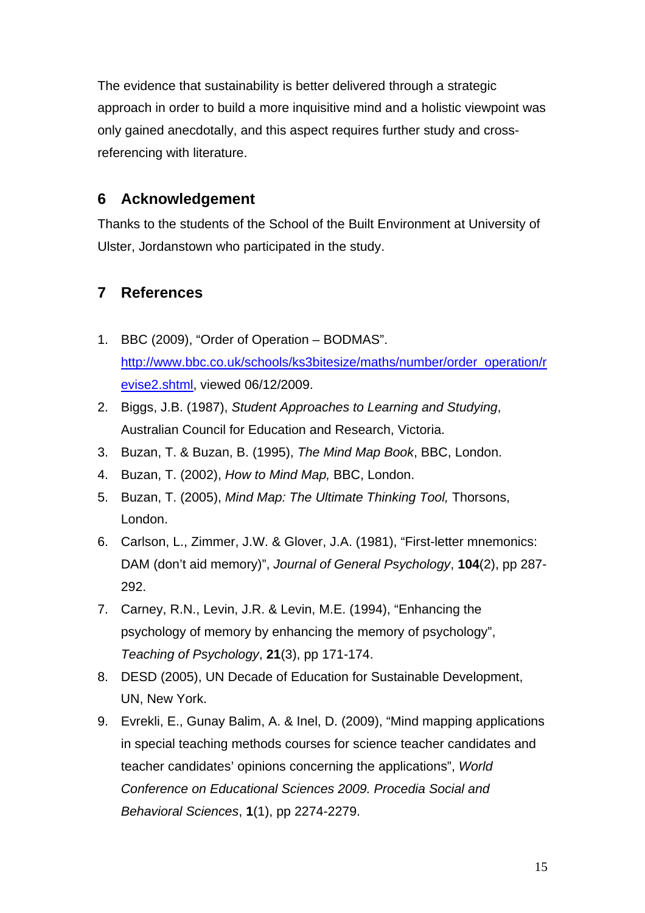The evidence that sustainability is better delivered through a strategic approach in order to build a more inquisitive mind and a holistic viewpoint was only gained anecdotally, and this aspect requires further study and cross-referencing with literature.

## 6 Acknowledgement

Thanks to the students of the School of the Built Environment at University of Ulster, Jordanstown who participated in the study.

## 7 References

1. BBC (2009), "Order of Operation – BODMAS". http://www.bbc.co.uk/schools/ks3bitesize/maths/number/order_operation/revise2.shtml, viewed 06/12/2009.
2. Biggs, J.B. (1987), *Student Approaches to Learning and Studying*, Australian Council for Education and Research, Victoria.
3. Buzan, T. & Buzan, B. (1995), *The Mind Map Book*, BBC, London.
4. Buzan, T. (2002), *How to Mind Map,* BBC, London.
5. Buzan, T. (2005), *Mind Map: The Ultimate Thinking Tool,* Thorsons, London.
6. Carlson, L., Zimmer, J.W. & Glover, J.A. (1981), "First-letter mnemonics: DAM (don't aid memory)", *Journal of General Psychology*, **104**(2), pp 287-292.
7. Carney, R.N., Levin, J.R. & Levin, M.E. (1994), "Enhancing the psychology of memory by enhancing the memory of psychology", *Teaching of Psychology*, **21**(3), pp 171-174.
8. DESD (2005), UN Decade of Education for Sustainable Development, UN, New York.
9. Evrekli, E., Gunay Balim, A. & Inel, D. (2009), "Mind mapping applications in special teaching methods courses for science teacher candidates and teacher candidates' opinions concerning the applications", *World Conference on Educational Sciences 2009. Procedia Social and Behavioral Sciences*, **1**(1), pp 2274-2279.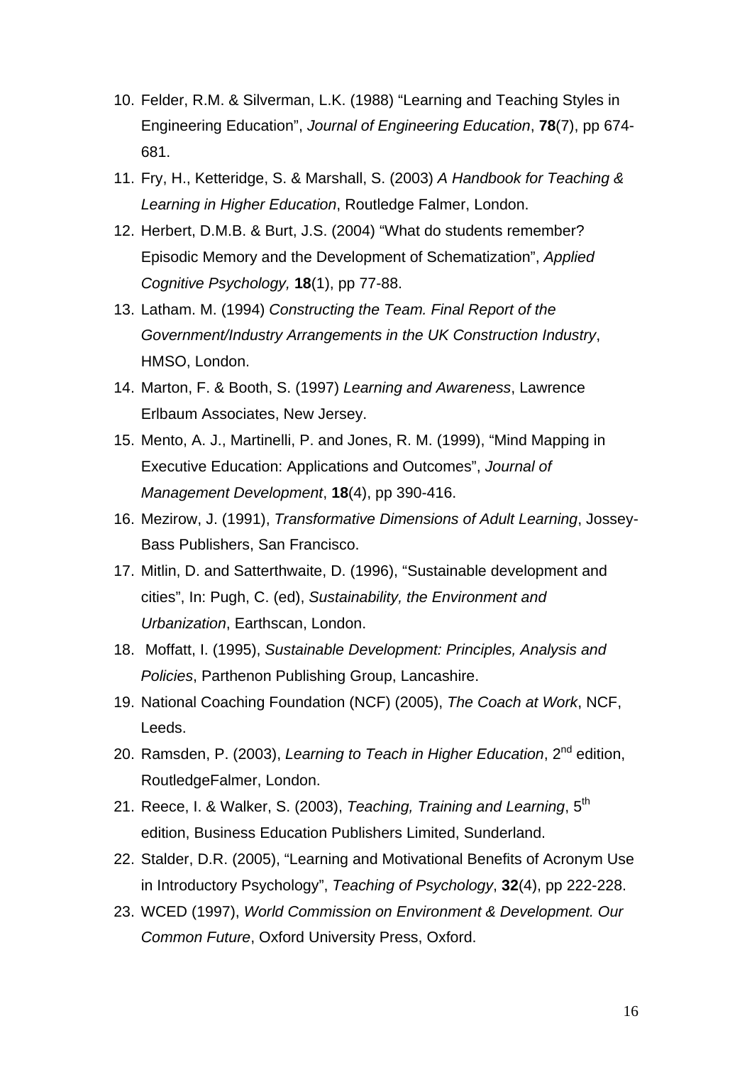10. Felder, R.M. & Silverman, L.K. (1988) "Learning and Teaching Styles in Engineering Education", *Journal of Engineering Education*, **78**(7), pp 674-681.
11. Fry, H., Ketteridge, S. & Marshall, S. (2003) *A Handbook for Teaching & Learning in Higher Education*, Routledge Falmer, London.
12. Herbert, D.M.B. & Burt, J.S. (2004) "What do students remember? Episodic Memory and the Development of Schematization", *Applied Cognitive Psychology,* **18**(1), pp 77-88.
13. Latham. M. (1994) *Constructing the Team. Final Report of the Government/Industry Arrangements in the UK Construction Industry*, HMSO, London.
14. Marton, F. & Booth, S. (1997) *Learning and Awareness*, Lawrence Erlbaum Associates, New Jersey.
15. Mento, A. J., Martinelli, P. and Jones, R. M. (1999), "Mind Mapping in Executive Education: Applications and Outcomes", *Journal of Management Development*, **18**(4), pp 390-416.
16. Mezirow, J. (1991), *Transformative Dimensions of Adult Learning*, Jossey-Bass Publishers, San Francisco.
17. Mitlin, D. and Satterthwaite, D. (1996), "Sustainable development and cities", In: Pugh, C. (ed), *Sustainability, the Environment and Urbanization*, Earthscan, London.
18. Moffatt, I. (1995), *Sustainable Development: Principles, Analysis and Policies*, Parthenon Publishing Group, Lancashire.
19. National Coaching Foundation (NCF) (2005), *The Coach at Work*, NCF, Leeds.
20. Ramsden, P. (2003), *Learning to Teach in Higher Education*, 2nd edition, RoutledgeFalmer, London.
21. Reece, I. & Walker, S. (2003), *Teaching, Training and Learning*, 5th edition, Business Education Publishers Limited, Sunderland.
22. Stalder, D.R. (2005), "Learning and Motivational Benefits of Acronym Use in Introductory Psychology", *Teaching of Psychology*, **32**(4), pp 222-228.
23. WCED (1997), *World Commission on Environment & Development. Our Common Future*, Oxford University Press, Oxford.